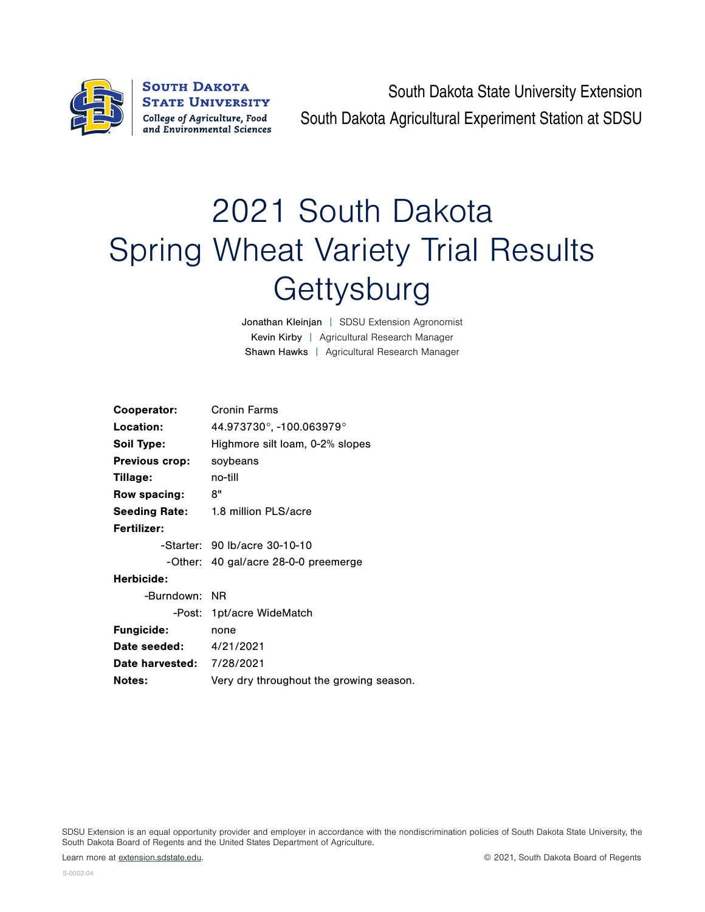South Dakota State University Extension

South Dakota Agricultural Experiment Station at SDSU

# 2021 South Dakota Spring Wheat Variety Trial Results Gettysburg

Jonathan Kleinjan | SDSU Extension Agronomist
Kevin Kirby | Agricultural Research Manager
Shawn Hawks | Agricultural Research Manager

**Cooperator:** Cronin Farms
**Location:** 44.973730°, -100.063979°
**Soil Type:** Highmore silt loam, 0-2% slopes
**Previous crop:** soybeans
**Tillage:** no-till
**Row spacing:** 8"
**Seeding Rate:** 1.8 million PLS/acre
**Fertilizer:**
- Starter: 90 lb/acre 30-10-10
- Other: 40 gal/acre 28-0-0 preemerge

**Herbicide:**
- Burndown: NR
- Post: 1pt/acre WideMatch

**Fungicide:** none
**Date seeded:** 4/21/2021
**Date harvested:** 7/28/2021
**Notes:** Very dry throughout the growing season.

SDSU Extension is an equal opportunity provider and employer in accordance with the nondiscrimination policies of South Dakota State University, the South Dakota Board of Regents and the United States Department of Agriculture.

Learn more at extension.sdstate.edu.

© 2021, South Dakota Board of Regents

S-0002-04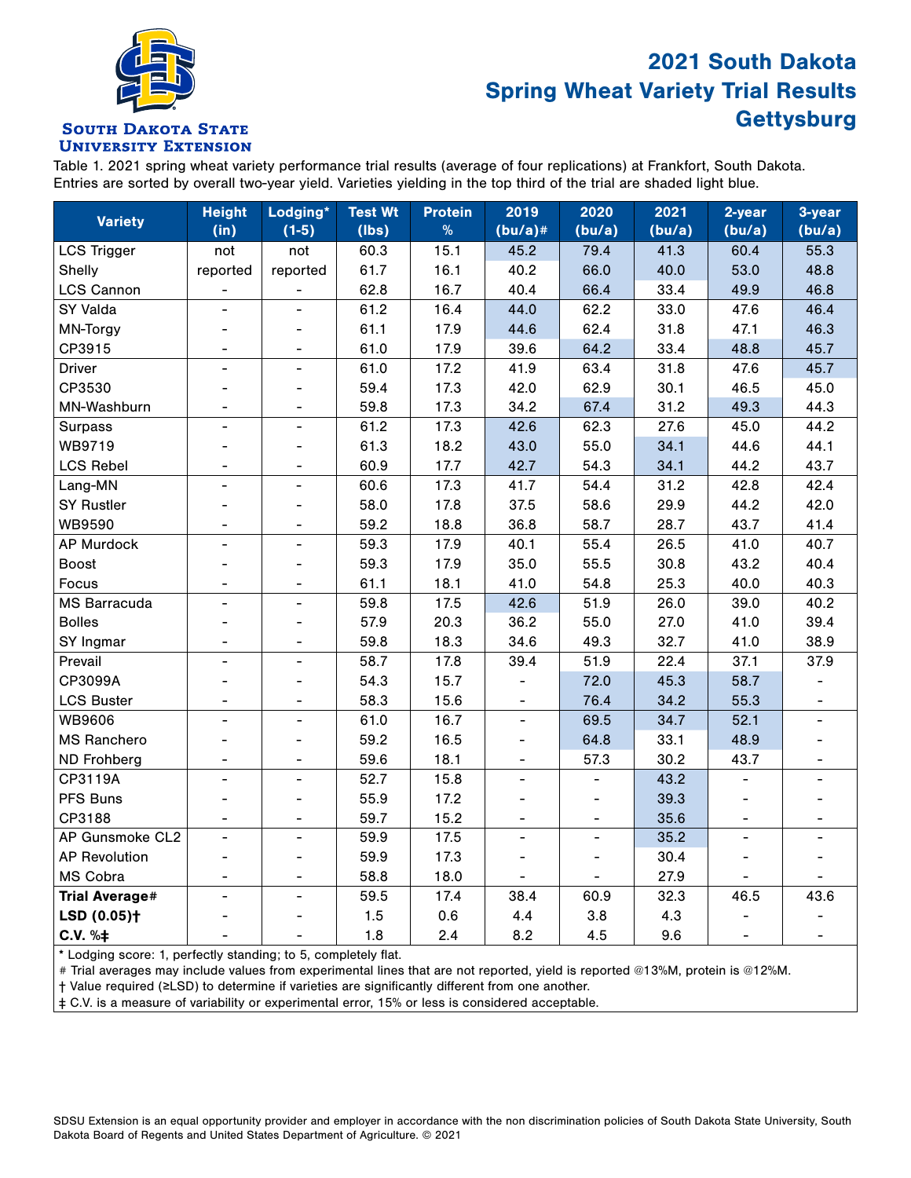South Dakota State University Extension

# 2021 South Dakota Spring Wheat Variety Trial Results Gettysburg

Table 1. 2021 spring wheat variety performance trial results (average of four replications) at Frankfort, South Dakota. Entries are sorted by overall two-year yield. Varieties yielding in the top third of the trial are shaded light blue.

| Variety | Height (in) | Lodging* (1-5) | Test Wt (lbs) | Protein % | 2019 (bu/a)# | 2020 (bu/a) | 2021 (bu/a) | 2-year (bu/a) | 3-year (bu/a) |
|---|---|---|---|---|---|---|---|---|---|
| LCS Trigger | not | not | 60.3 | 15.1 | 45.2 | 79.4 | 41.3 | 60.4 | 55.3 |
| Shelly | reported | reported | 61.7 | 16.1 | 40.2 | 66.0 | 40.0 | 53.0 | 48.8 |
| LCS Cannon | - | - | 62.8 | 16.7 | 40.4 | 66.4 | 33.4 | 49.9 | 46.8 |
| SY Valda | - | - | 61.2 | 16.4 | 44.0 | 62.2 | 33.0 | 47.6 | 46.4 |
| MN-Torgy | - | - | 61.1 | 17.9 | 44.6 | 62.4 | 31.8 | 47.1 | 46.3 |
| CP3915 | - | - | 61.0 | 17.9 | 39.6 | 64.2 | 33.4 | 48.8 | 45.7 |
| Driver | - | - | 61.0 | 17.2 | 41.9 | 63.4 | 31.8 | 47.6 | 45.7 |
| CP3530 | - | - | 59.4 | 17.3 | 42.0 | 62.9 | 30.1 | 46.5 | 45.0 |
| MN-Washburn | - | - | 59.8 | 17.3 | 34.2 | 67.4 | 31.2 | 49.3 | 44.3 |
| Surpass | - | - | 61.2 | 17.3 | 42.6 | 62.3 | 27.6 | 45.0 | 44.2 |
| WB9719 | - | - | 61.3 | 18.2 | 43.0 | 55.0 | 34.1 | 44.6 | 44.1 |
| LCS Rebel | - | - | 60.9 | 17.7 | 42.7 | 54.3 | 34.1 | 44.2 | 43.7 |
| Lang-MN | - | - | 60.6 | 17.3 | 41.7 | 54.4 | 31.2 | 42.8 | 42.4 |
| SY Rustler | - | - | 58.0 | 17.8 | 37.5 | 58.6 | 29.9 | 44.2 | 42.0 |
| WB9590 | - | - | 59.2 | 18.8 | 36.8 | 58.7 | 28.7 | 43.7 | 41.4 |
| AP Murdock | - | - | 59.3 | 17.9 | 40.1 | 55.4 | 26.5 | 41.0 | 40.7 |
| Boost | - | - | 59.3 | 17.9 | 35.0 | 55.5 | 30.8 | 43.2 | 40.4 |
| Focus | - | - | 61.1 | 18.1 | 41.0 | 54.8 | 25.3 | 40.0 | 40.3 |
| MS Barracuda | - | - | 59.8 | 17.5 | 42.6 | 51.9 | 26.0 | 39.0 | 40.2 |
| Bolles | - | - | 57.9 | 20.3 | 36.2 | 55.0 | 27.0 | 41.0 | 39.4 |
| SY Ingmar | - | - | 59.8 | 18.3 | 34.6 | 49.3 | 32.7 | 41.0 | 38.9 |
| Prevail | - | - | 58.7 | 17.8 | 39.4 | 51.9 | 22.4 | 37.1 | 37.9 |
| CP3099A | - | - | 54.3 | 15.7 | - | 72.0 | 45.3 | 58.7 | - |
| LCS Buster | - | - | 58.3 | 15.6 | - | 76.4 | 34.2 | 55.3 | - |
| WB9606 | - | - | 61.0 | 16.7 | - | 69.5 | 34.7 | 52.1 | - |
| MS Ranchero | - | - | 59.2 | 16.5 | - | 64.8 | 33.1 | 48.9 | - |
| ND Frohberg | - | - | 59.6 | 18.1 | - | 57.3 | 30.2 | 43.7 | - |
| CP3119A | - | - | 52.7 | 15.8 | - | - | 43.2 | - | - |
| PFS Buns | - | - | 55.9 | 17.2 | - | - | 39.3 | - | - |
| CP3188 | - | - | 59.7 | 15.2 | - | - | 35.6 | - | - |
| AP Gunsmoke CL2 | - | - | 59.9 | 17.5 | - | - | 35.2 | - | - |
| AP Revolution | - | - | 59.9 | 17.3 | - | - | 30.4 | - | - |
| MS Cobra | - | - | 58.8 | 18.0 | - | - | 27.9 | - | - |
| **Trial Average#** | - | - | 59.5 | 17.4 | 38.4 | 60.9 | 32.3 | 46.5 | 43.6 |
| **LSD (0.05)†** | - | - | 1.5 | 0.6 | 4.4 | 3.8 | 4.3 | - | - |
| **C.V. %‡** | - | - | 1.8 | 2.4 | 8.2 | 4.5 | 9.6 | - | - |

**\*** Lodging score: 1, perfectly standing; to 5, completely flat.
\# Trial averages may include values from experimental lines that are not reported, yield is reported @13%M, protein is @12%M.
† Value required (≥LSD) to determine if varieties are significantly different from one another.
‡ C.V. is a measure of variability or experimental error, 15% or less is considered acceptable.

SDSU Extension is an equal opportunity provider and employer in accordance with the non discrimination policies of South Dakota State University, South Dakota Board of Regents and United States Department of Agriculture. © 2021